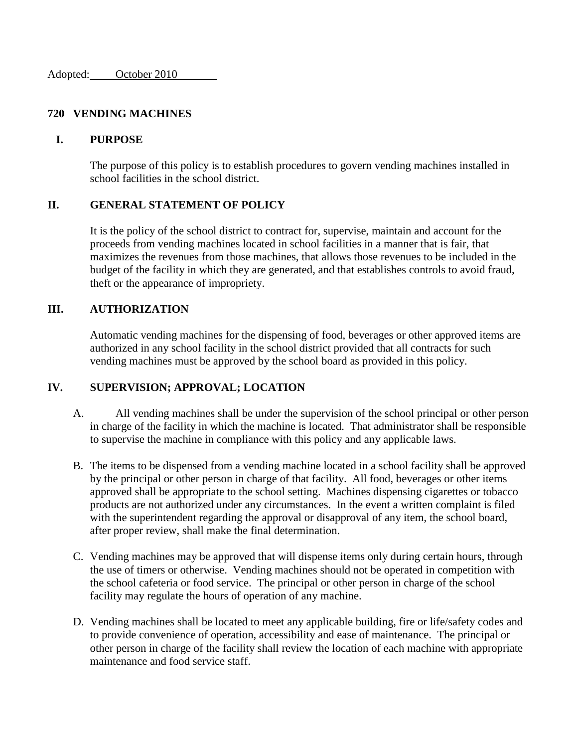Adopted: October 2010

# 720 VENDING MACHINES

## I. PURPOSE

The purpose of this policy is to establish procedures to govern vending machines installed in school facilities in the school district.

## II. GENERAL STATEMENT OF POLICY

It is the policy of the school district to contract for, supervise, maintain and account for the proceeds from vending machines located in school facilities in a manner that is fair, that maximizes the revenues from those machines, that allows those revenues to be included in the budget of the facility in which they are generated, and that establishes controls to avoid fraud, theft or the appearance of impropriety.

## III. AUTHORIZATION

Automatic vending machines for the dispensing of food, beverages or other approved items are authorized in any school facility in the school district provided that all contracts for such vending machines must be approved by the school board as provided in this policy.

## IV. SUPERVISION; APPROVAL; LOCATION

A. All vending machines shall be under the supervision of the school principal or other person in charge of the facility in which the machine is located. That administrator shall be responsible to supervise the machine in compliance with this policy and any applicable laws.

B. The items to be dispensed from a vending machine located in a school facility shall be approved by the principal or other person in charge of that facility. All food, beverages or other items approved shall be appropriate to the school setting. Machines dispensing cigarettes or tobacco products are not authorized under any circumstances. In the event a written complaint is filed with the superintendent regarding the approval or disapproval of any item, the school board, after proper review, shall make the final determination.

C. Vending machines may be approved that will dispense items only during certain hours, through the use of timers or otherwise. Vending machines should not be operated in competition with the school cafeteria or food service. The principal or other person in charge of the school facility may regulate the hours of operation of any machine.

D. Vending machines shall be located to meet any applicable building, fire or life/safety codes and to provide convenience of operation, accessibility and ease of maintenance. The principal or other person in charge of the facility shall review the location of each machine with appropriate maintenance and food service staff.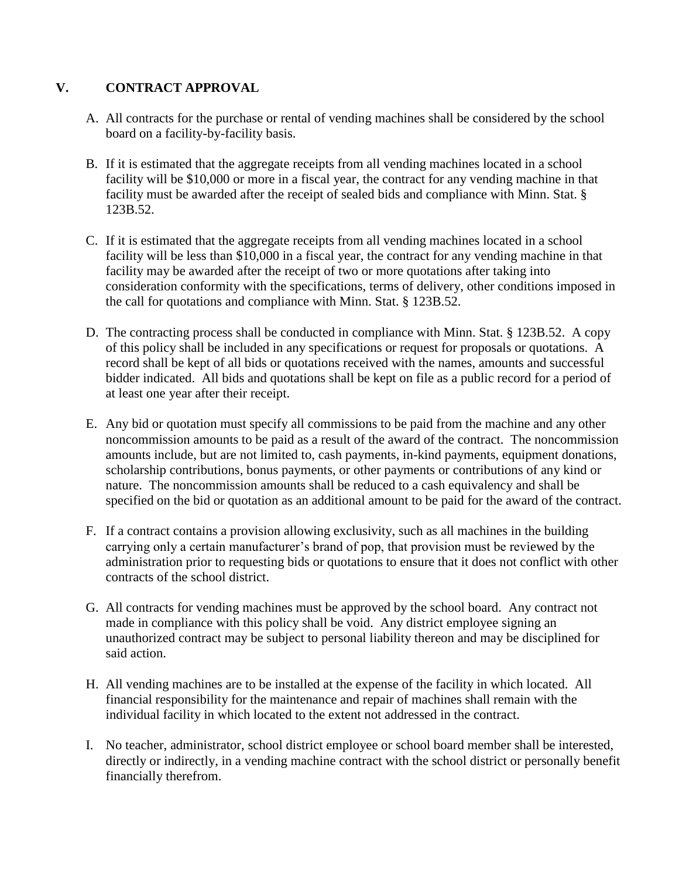## V. CONTRACT APPROVAL

A. All contracts for the purchase or rental of vending machines shall be considered by the school board on a facility-by-facility basis.

B. If it is estimated that the aggregate receipts from all vending machines located in a school facility will be $10,000 or more in a fiscal year, the contract for any vending machine in that facility must be awarded after the receipt of sealed bids and compliance with Minn. Stat. § 123B.52.

C. If it is estimated that the aggregate receipts from all vending machines located in a school facility will be less than $10,000 in a fiscal year, the contract for any vending machine in that facility may be awarded after the receipt of two or more quotations after taking into consideration conformity with the specifications, terms of delivery, other conditions imposed in the call for quotations and compliance with Minn. Stat. § 123B.52.

D. The contracting process shall be conducted in compliance with Minn. Stat. § 123B.52. A copy of this policy shall be included in any specifications or request for proposals or quotations. A record shall be kept of all bids or quotations received with the names, amounts and successful bidder indicated. All bids and quotations shall be kept on file as a public record for a period of at least one year after their receipt.

E. Any bid or quotation must specify all commissions to be paid from the machine and any other noncommission amounts to be paid as a result of the award of the contract. The noncommission amounts include, but are not limited to, cash payments, in-kind payments, equipment donations, scholarship contributions, bonus payments, or other payments or contributions of any kind or nature. The noncommission amounts shall be reduced to a cash equivalency and shall be specified on the bid or quotation as an additional amount to be paid for the award of the contract.

F. If a contract contains a provision allowing exclusivity, such as all machines in the building carrying only a certain manufacturer's brand of pop, that provision must be reviewed by the administration prior to requesting bids or quotations to ensure that it does not conflict with other contracts of the school district.

G. All contracts for vending machines must be approved by the school board. Any contract not made in compliance with this policy shall be void. Any district employee signing an unauthorized contract may be subject to personal liability thereon and may be disciplined for said action.

H. All vending machines are to be installed at the expense of the facility in which located. All financial responsibility for the maintenance and repair of machines shall remain with the individual facility in which located to the extent not addressed in the contract.

I. No teacher, administrator, school district employee or school board member shall be interested, directly or indirectly, in a vending machine contract with the school district or personally benefit financially therefrom.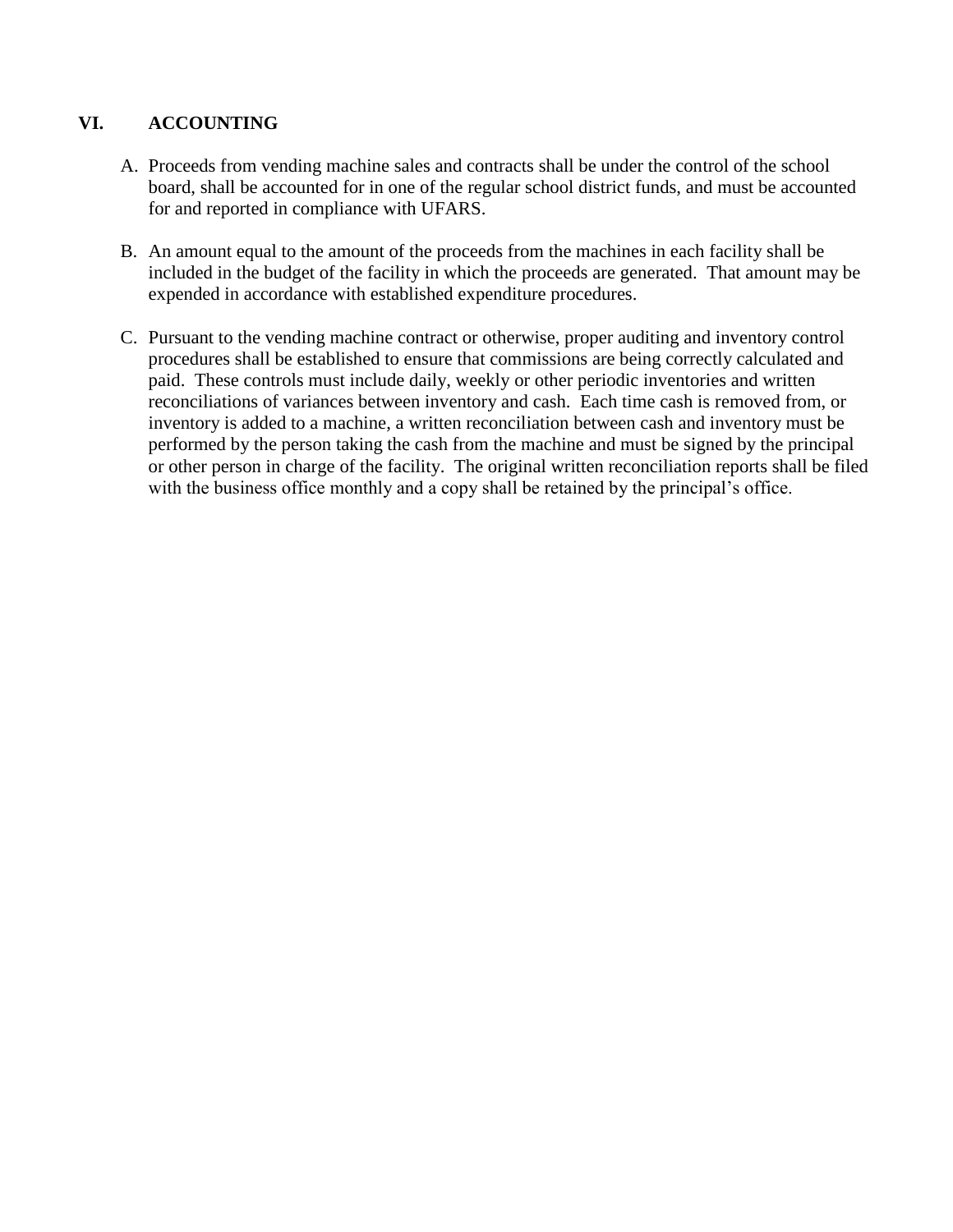## VI. ACCOUNTING

A. Proceeds from vending machine sales and contracts shall be under the control of the school board, shall be accounted for in one of the regular school district funds, and must be accounted for and reported in compliance with UFARS.

B. An amount equal to the amount of the proceeds from the machines in each facility shall be included in the budget of the facility in which the proceeds are generated. That amount may be expended in accordance with established expenditure procedures.

C. Pursuant to the vending machine contract or otherwise, proper auditing and inventory control procedures shall be established to ensure that commissions are being correctly calculated and paid. These controls must include daily, weekly or other periodic inventories and written reconciliations of variances between inventory and cash. Each time cash is removed from, or inventory is added to a machine, a written reconciliation between cash and inventory must be performed by the person taking the cash from the machine and must be signed by the principal or other person in charge of the facility. The original written reconciliation reports shall be filed with the business office monthly and a copy shall be retained by the principal's office.